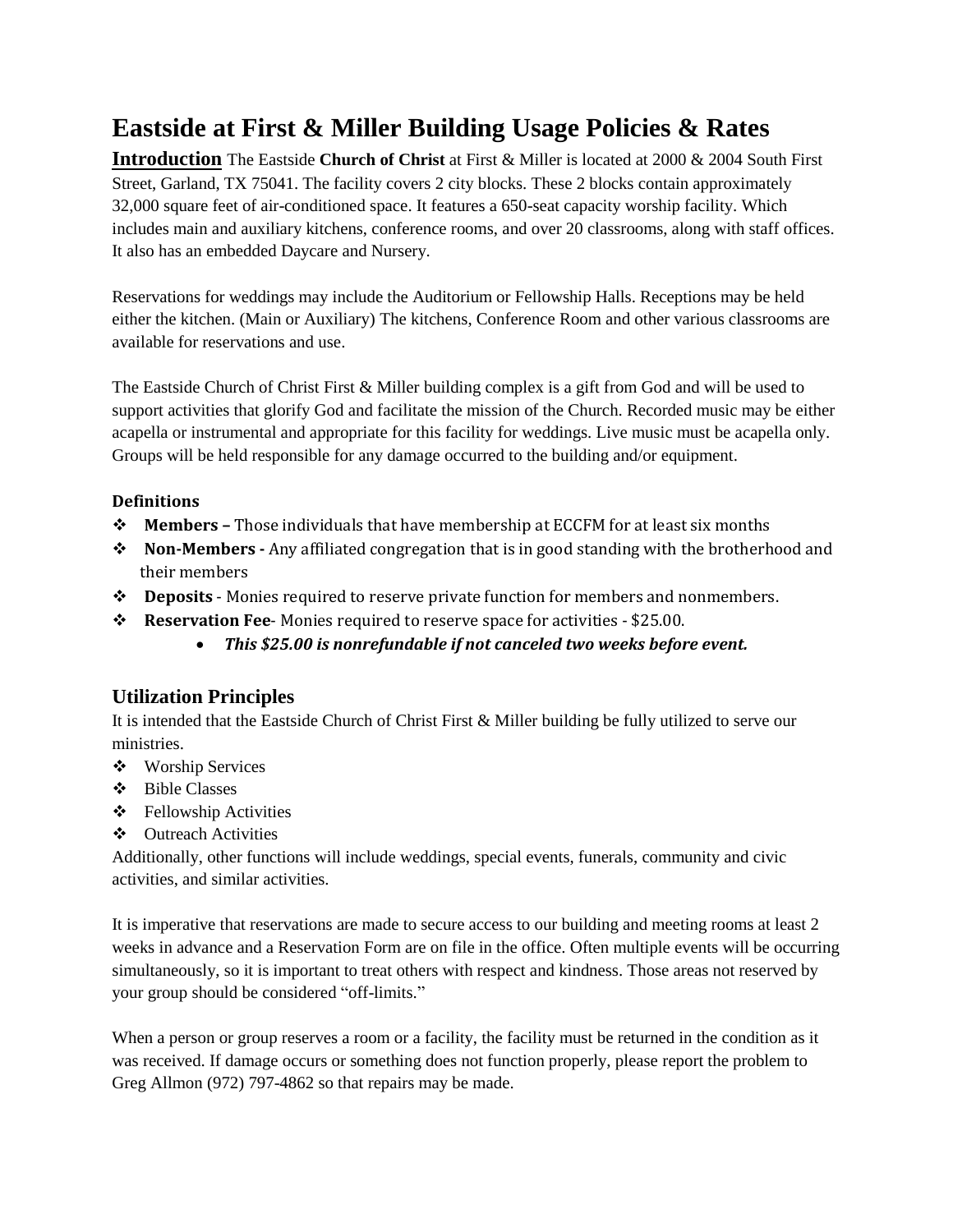# Eastside at First & Miller Building Usage Policies & Rates

**Introduction** The Eastside **Church of Christ** at First & Miller is located at 2000 & 2004 South First Street, Garland, TX 75041. The facility covers 2 city blocks. These 2 blocks contain approximately 32,000 square feet of air-conditioned space. It features a 650-seat capacity worship facility. Which includes main and auxiliary kitchens, conference rooms, and over 20 classrooms, along with staff offices. It also has an embedded Daycare and Nursery.

Reservations for weddings may include the Auditorium or Fellowship Halls. Receptions may be held either the kitchen. (Main or Auxiliary) The kitchens, Conference Room and other various classrooms are available for reservations and use.

The Eastside Church of Christ First & Miller building complex is a gift from God and will be used to support activities that glorify God and facilitate the mission of the Church. Recorded music may be either acapella or instrumental and appropriate for this facility for weddings. Live music must be acapella only. Groups will be held responsible for any damage occurred to the building and/or equipment.

**Definitions**

- **Members –** Those individuals that have membership at ECCFM for at least six months
- **Non-Members -** Any affiliated congregation that is in good standing with the brotherhood and their members
- **Deposits** - Monies required to reserve private function for members and nonmembers.
- **Reservation Fee**- Monies required to reserve space for activities - $25.00.
  - ***This $25.00 is nonrefundable if not canceled two weeks before event.***

## Utilization Principles

It is intended that the Eastside Church of Christ First & Miller building be fully utilized to serve our ministries.

- Worship Services
- Bible Classes
- Fellowship Activities
- Outreach Activities

Additionally, other functions will include weddings, special events, funerals, community and civic activities, and similar activities.

It is imperative that reservations are made to secure access to our building and meeting rooms at least 2 weeks in advance and a Reservation Form are on file in the office. Often multiple events will be occurring simultaneously, so it is important to treat others with respect and kindness. Those areas not reserved by your group should be considered "off-limits."

When a person or group reserves a room or a facility, the facility must be returned in the condition as it was received. If damage occurs or something does not function properly, please report the problem to Greg Allmon (972) 797-4862 so that repairs may be made.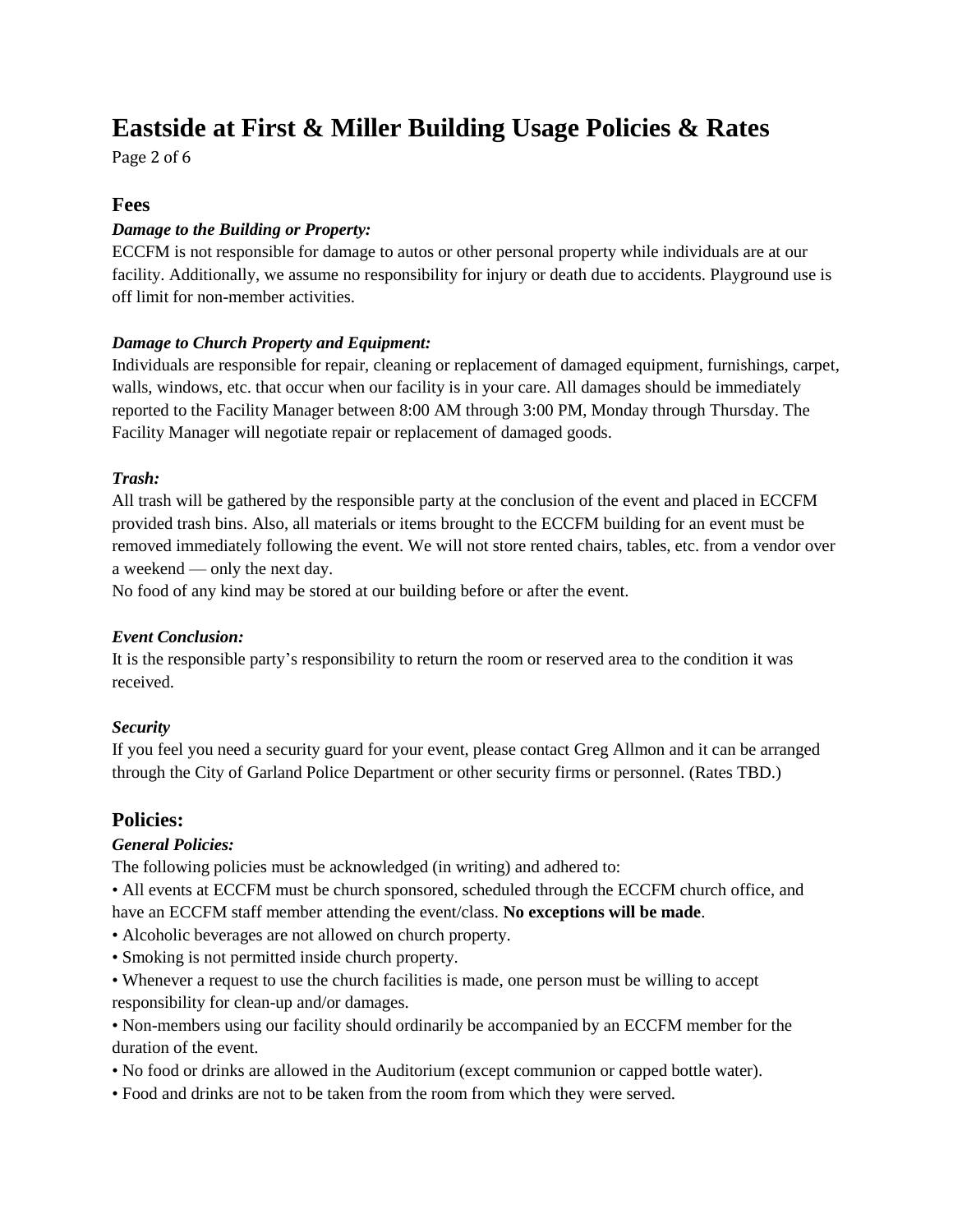# Eastside at First & Miller Building Usage Policies & Rates

## Fees

***Damage to the Building or Property:***

ECCFM is not responsible for damage to autos or other personal property while individuals are at our facility. Additionally, we assume no responsibility for injury or death due to accidents. Playground use is off limit for non-member activities.

***Damage to Church Property and Equipment:***

Individuals are responsible for repair, cleaning or replacement of damaged equipment, furnishings, carpet, walls, windows, etc. that occur when our facility is in your care. All damages should be immediately reported to the Facility Manager between 8:00 AM through 3:00 PM, Monday through Thursday. The Facility Manager will negotiate repair or replacement of damaged goods.

***Trash:***

All trash will be gathered by the responsible party at the conclusion of the event and placed in ECCFM provided trash bins. Also, all materials or items brought to the ECCFM building for an event must be removed immediately following the event. We will not store rented chairs, tables, etc. from a vendor over a weekend — only the next day.

No food of any kind may be stored at our building before or after the event.

***Event Conclusion:***

It is the responsible party's responsibility to return the room or reserved area to the condition it was received.

***Security***

If you feel you need a security guard for your event, please contact Greg Allmon and it can be arranged through the City of Garland Police Department or other security firms or personnel. (Rates TBD.)

## Policies:

***General Policies:***

The following policies must be acknowledged (in writing) and adhered to:

- All events at ECCFM must be church sponsored, scheduled through the ECCFM church office, and have an ECCFM staff member attending the event/class. **No exceptions will be made**.
- Alcoholic beverages are not allowed on church property.
- Smoking is not permitted inside church property.
- Whenever a request to use the church facilities is made, one person must be willing to accept responsibility for clean-up and/or damages.
- Non-members using our facility should ordinarily be accompanied by an ECCFM member for the duration of the event.
- No food or drinks are allowed in the Auditorium (except communion or capped bottle water).
- Food and drinks are not to be taken from the room from which they were served.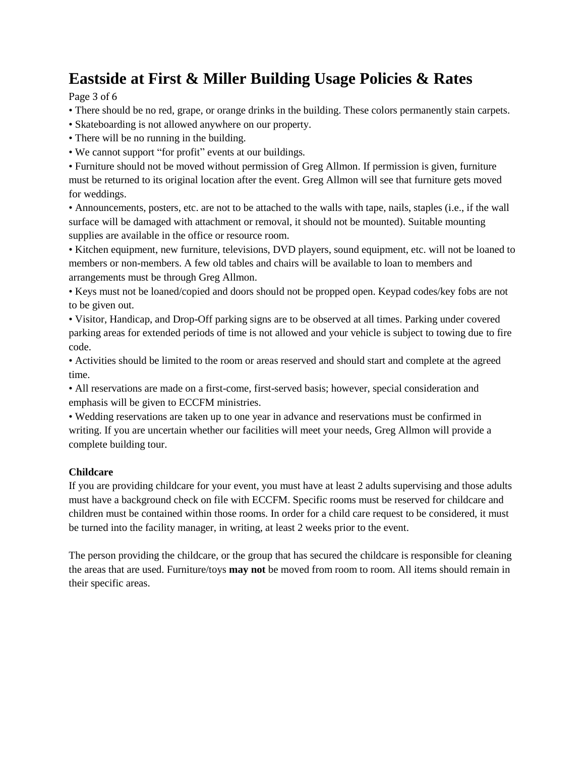# Eastside at First & Miller Building Usage Policies & Rates

- There should be no red, grape, or orange drinks in the building. These colors permanently stain carpets.
- Skateboarding is not allowed anywhere on our property.
- There will be no running in the building.
- We cannot support "for profit" events at our buildings.
- Furniture should not be moved without permission of Greg Allmon. If permission is given, furniture must be returned to its original location after the event. Greg Allmon will see that furniture gets moved for weddings.
- Announcements, posters, etc. are not to be attached to the walls with tape, nails, staples (i.e., if the wall surface will be damaged with attachment or removal, it should not be mounted). Suitable mounting supplies are available in the office or resource room.
- Kitchen equipment, new furniture, televisions, DVD players, sound equipment, etc. will not be loaned to members or non-members. A few old tables and chairs will be available to loan to members and arrangements must be through Greg Allmon.
- Keys must not be loaned/copied and doors should not be propped open. Keypad codes/key fobs are not to be given out.
- Visitor, Handicap, and Drop-Off parking signs are to be observed at all times. Parking under covered parking areas for extended periods of time is not allowed and your vehicle is subject to towing due to fire code.
- Activities should be limited to the room or areas reserved and should start and complete at the agreed time.
- All reservations are made on a first-come, first-served basis; however, special consideration and emphasis will be given to ECCFM ministries.
- Wedding reservations are taken up to one year in advance and reservations must be confirmed in writing. If you are uncertain whether our facilities will meet your needs, Greg Allmon will provide a complete building tour.

**Childcare**

If you are providing childcare for your event, you must have at least 2 adults supervising and those adults must have a background check on file with ECCFM. Specific rooms must be reserved for childcare and children must be contained within those rooms. In order for a child care request to be considered, it must be turned into the facility manager, in writing, at least 2 weeks prior to the event.

The person providing the childcare, or the group that has secured the childcare is responsible for cleaning the areas that are used. Furniture/toys **may not** be moved from room to room. All items should remain in their specific areas.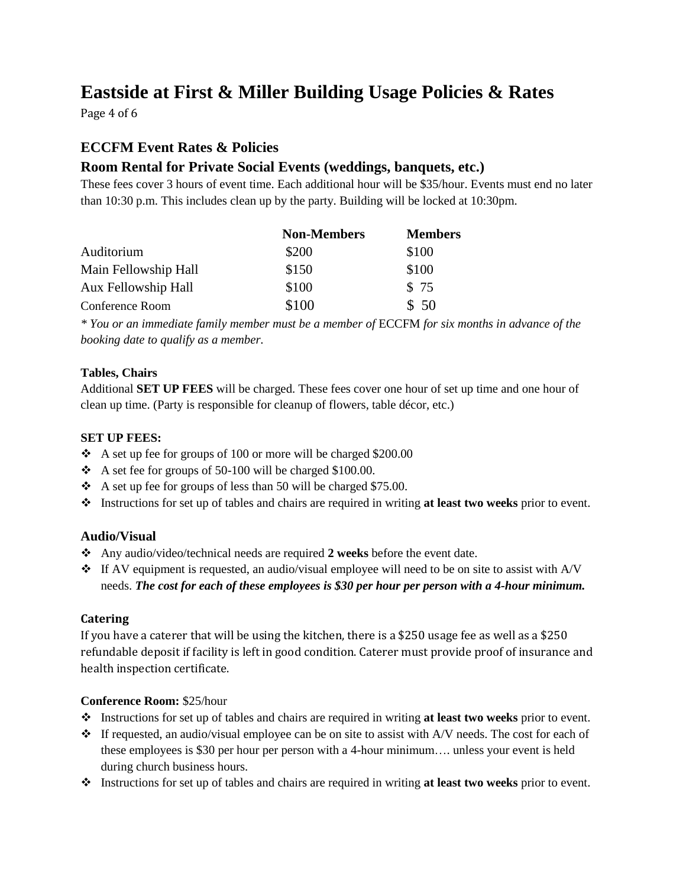# Eastside at First & Miller Building Usage Policies & Rates

## ECCFM Event Rates & Policies

### Room Rental for Private Social Events (weddings, banquets, etc.)

These fees cover 3 hours of event time. Each additional hour will be $35/hour. Events must end no later than 10:30 p.m. This includes clean up by the party. Building will be locked at 10:30pm.

| | **Non-Members** | **Members** |
|---|---|---|
| Auditorium | $200 | $100 |
| Main Fellowship Hall | $150 | $100 |
| Aux Fellowship Hall | $100 | $ 75 |
| Conference Room | $100 | $ 50 |

*\* You or an immediate family member must be a member of* ECCFM *for six months in advance of the booking date to qualify as a member.*

**Tables, Chairs**

Additional **SET UP FEES** will be charged. These fees cover one hour of set up time and one hour of clean up time. (Party is responsible for cleanup of flowers, table décor, etc.)

**SET UP FEES:**

- A set up fee for groups of 100 or more will be charged $200.00
- A set fee for groups of 50-100 will be charged $100.00.
- A set up fee for groups of less than 50 will be charged $75.00.
- Instructions for set up of tables and chairs are required in writing **at least two weeks** prior to event.

### Audio/Visual

- Any audio/video/technical needs are required **2 weeks** before the event date.
- If AV equipment is requested, an audio/visual employee will need to be on site to assist with A/V needs. ***The cost for each of these employees is $30 per hour per person with a 4-hour minimum.***

**Catering**

If you have a caterer that will be using the kitchen, there is a $250 usage fee as well as a $250 refundable deposit if facility is left in good condition. Caterer must provide proof of insurance and health inspection certificate.

**Conference Room:** $25/hour

- Instructions for set up of tables and chairs are required in writing **at least two weeks** prior to event.
- If requested, an audio/visual employee can be on site to assist with A/V needs. The cost for each of these employees is $30 per hour per person with a 4-hour minimum…. unless your event is held during church business hours.
- Instructions for set up of tables and chairs are required in writing **at least two weeks** prior to event.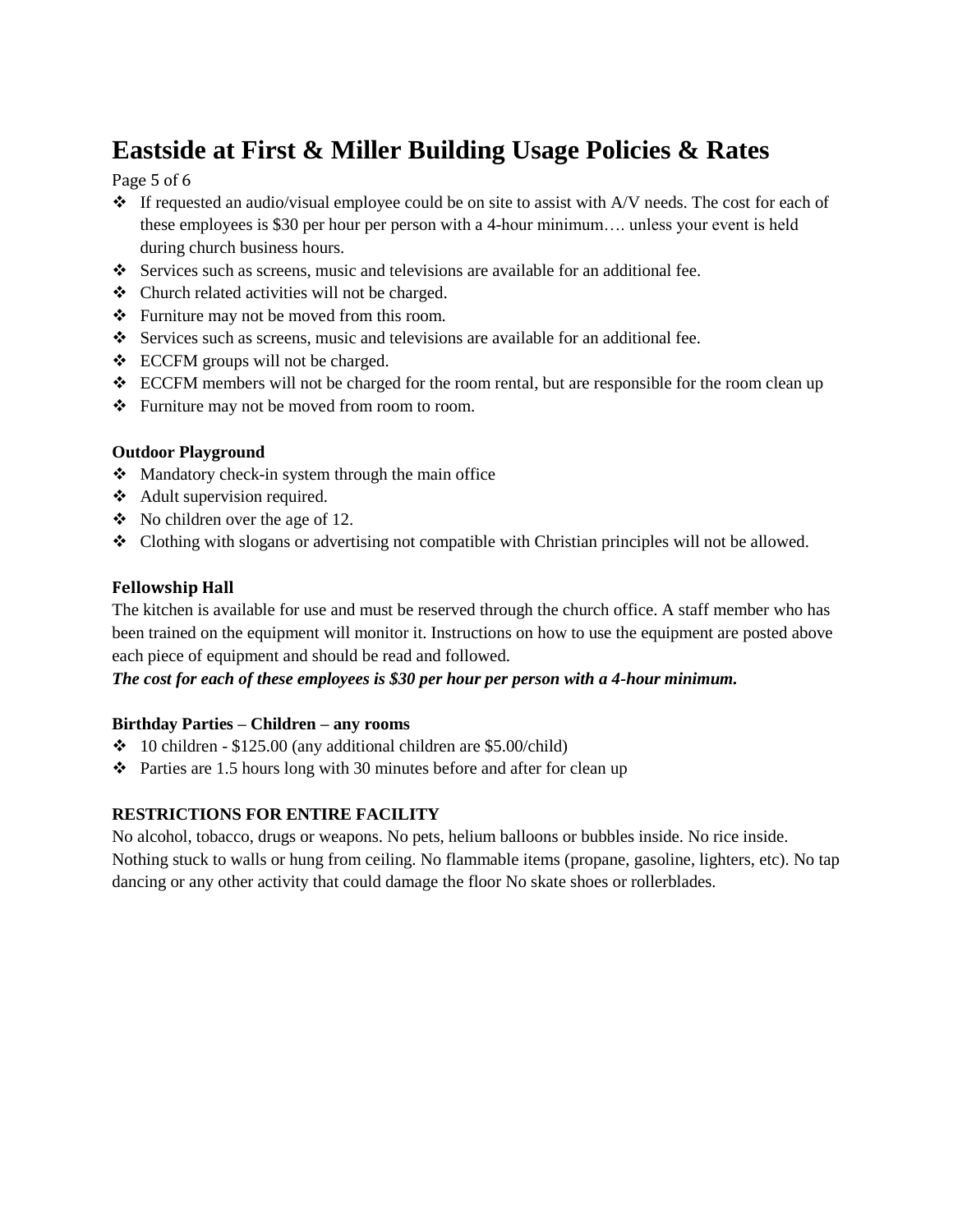# Eastside at First & Miller Building Usage Policies & Rates

- If requested an audio/visual employee could be on site to assist with A/V needs. The cost for each of these employees is $30 per hour per person with a 4-hour minimum…. unless your event is held during church business hours.
- Services such as screens, music and televisions are available for an additional fee.
- Church related activities will not be charged.
- Furniture may not be moved from this room.
- Services such as screens, music and televisions are available for an additional fee.
- ECCFM groups will not be charged.
- ECCFM members will not be charged for the room rental, but are responsible for the room clean up
- Furniture may not be moved from room to room.

**Outdoor Playground**

- Mandatory check-in system through the main office
- Adult supervision required.
- No children over the age of 12.
- Clothing with slogans or advertising not compatible with Christian principles will not be allowed.

**Fellowship Hall**

The kitchen is available for use and must be reserved through the church office. A staff member who has been trained on the equipment will monitor it. Instructions on how to use the equipment are posted above each piece of equipment and should be read and followed.

***The cost for each of these employees is $30 per hour per person with a 4-hour minimum.***

**Birthday Parties – Children – any rooms**

- 10 children - $125.00 (any additional children are $5.00/child)
- Parties are 1.5 hours long with 30 minutes before and after for clean up

**RESTRICTIONS FOR ENTIRE FACILITY**

No alcohol, tobacco, drugs or weapons. No pets, helium balloons or bubbles inside. No rice inside. Nothing stuck to walls or hung from ceiling. No flammable items (propane, gasoline, lighters, etc). No tap dancing or any other activity that could damage the floor No skate shoes or rollerblades.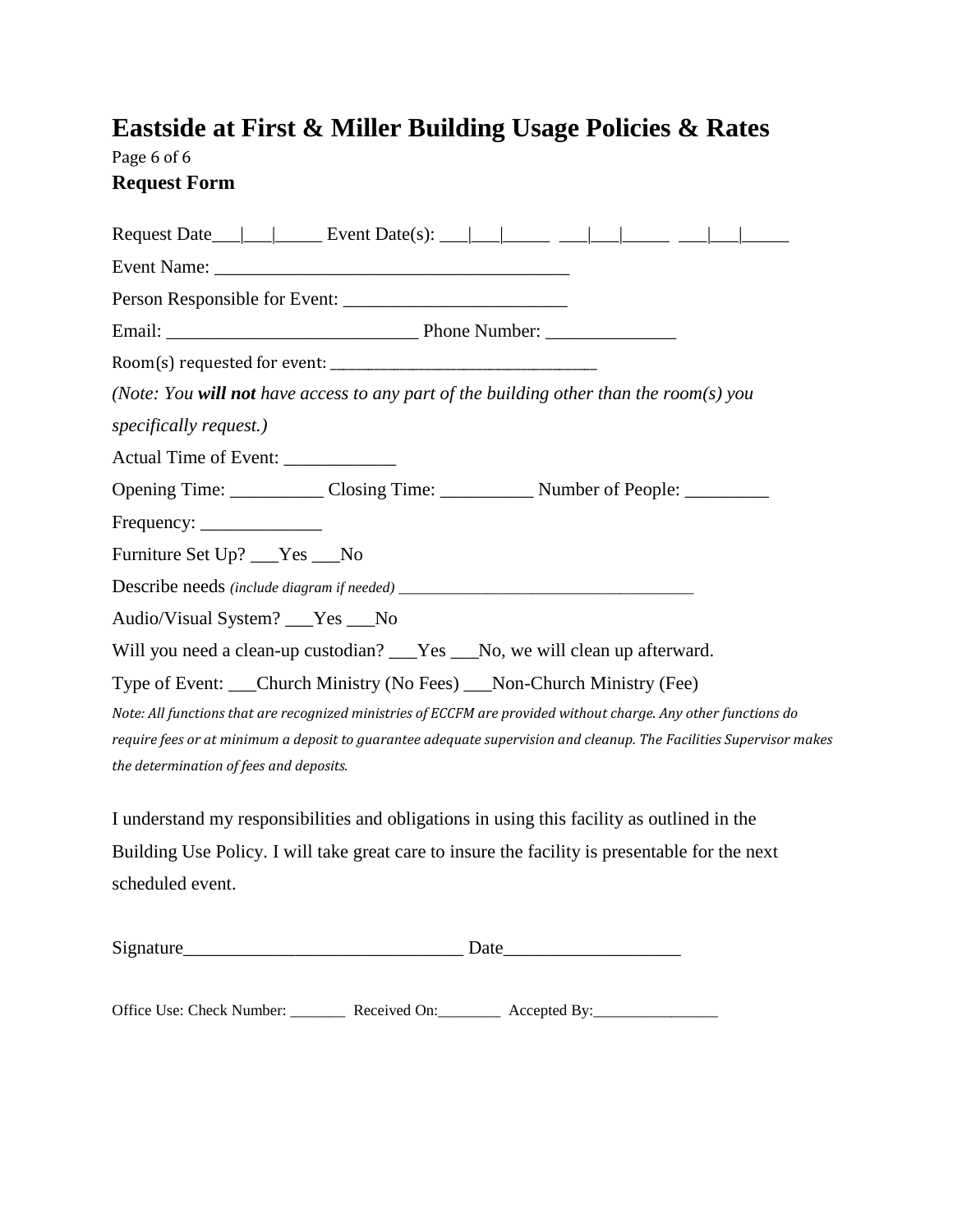# Eastside at First & Miller Building Usage Policies & Rates

**Request Form**

Request Date___|___|_____ Event Date(s): ___|___|_____ ___|___|_____ ___|___|_____

Event Name: ______________________________________

Person Responsible for Event: ________________________

Email: __________________________ Phone Number: ______________

Room(s) requested for event: ______________________________

*(Note: You **will not** have access to any part of the building other than the room(s) you specifically request.)*

Actual Time of Event: ____________

Opening Time: __________ Closing Time: __________ Number of People: _________

Frequency: _____________

Furniture Set Up? ___Yes ___No

Describe needs *(include diagram if needed)* ___________________________________

Audio/Visual System? ___Yes ___No

Will you need a clean-up custodian? ___Yes ___No, we will clean up afterward.

Type of Event: ___Church Ministry (No Fees) ___Non-Church Ministry (Fee)

*Note: All functions that are recognized ministries of ECCFM are provided without charge. Any other functions do require fees or at minimum a deposit to guarantee adequate supervision and cleanup. The Facilities Supervisor makes the determination of fees and deposits.*

I understand my responsibilities and obligations in using this facility as outlined in the Building Use Policy. I will take great care to insure the facility is presentable for the next scheduled event.

Signature______________________________ Date___________________

Office Use: Check Number: _______ Received On:________ Accepted By:________________